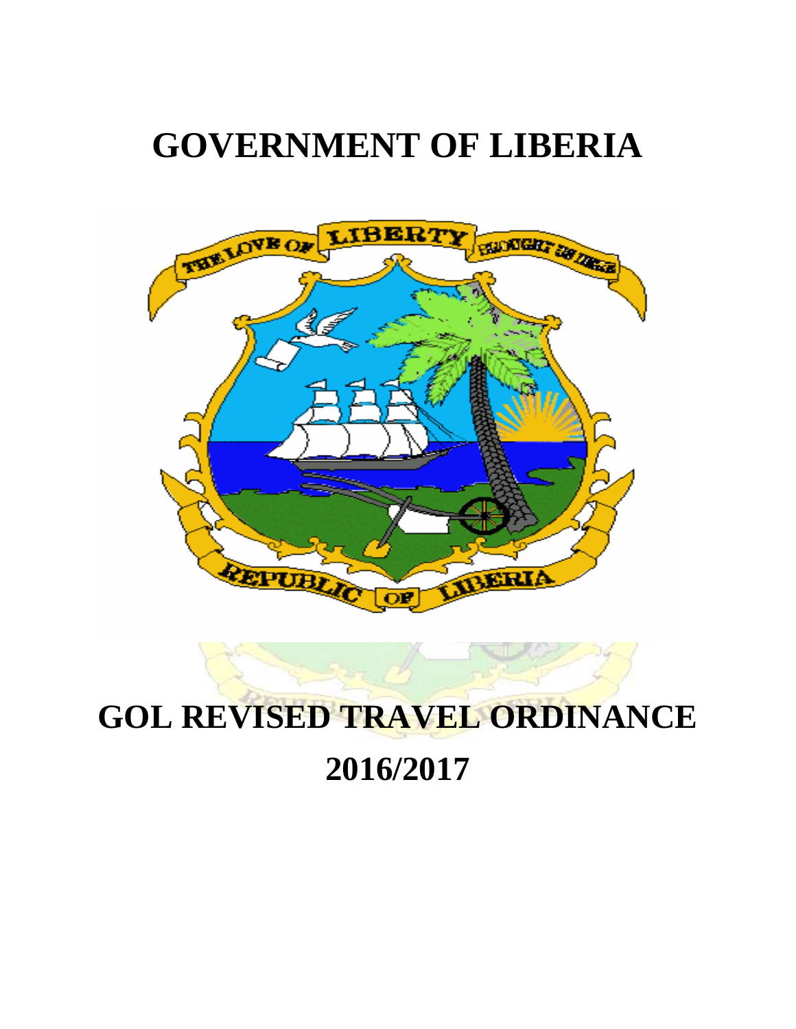# GOVERNMENT OF LIBERIA

# GOL REVISED TRAVEL ORDINANCE 2016/2017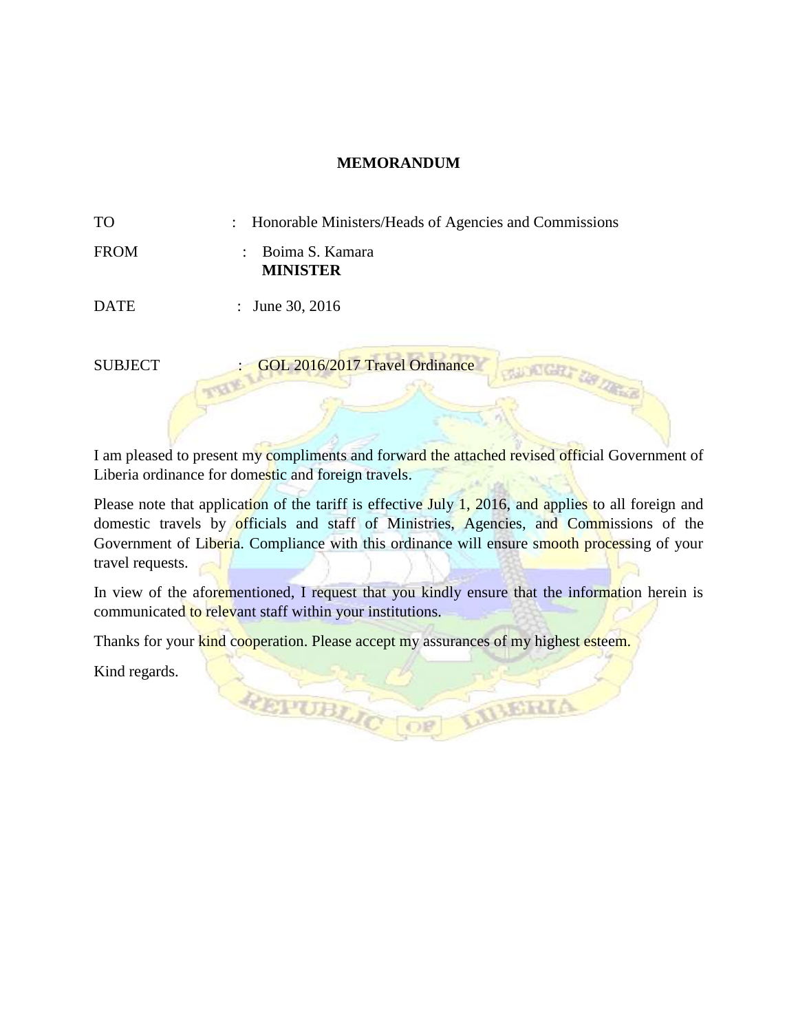# MEMORANDUM

TO : Honorable Ministers/Heads of Agencies and Commissions

FROM : Boima S. Kamara
**MINISTER**

DATE : June 30, 2016

SUBJECT : GOL 2016/2017 Travel Ordinance

I am pleased to present my compliments and forward the attached revised official Government of Liberia ordinance for domestic and foreign travels.

Please note that application of the tariff is effective July 1, 2016, and applies to all foreign and domestic travels by officials and staff of Ministries, Agencies, and Commissions of the Government of Liberia. Compliance with this ordinance will ensure smooth processing of your travel requests.

In view of the aforementioned, I request that you kindly ensure that the information herein is communicated to relevant staff within your institutions.

Thanks for your kind cooperation. Please accept my assurances of my highest esteem.

Kind regards.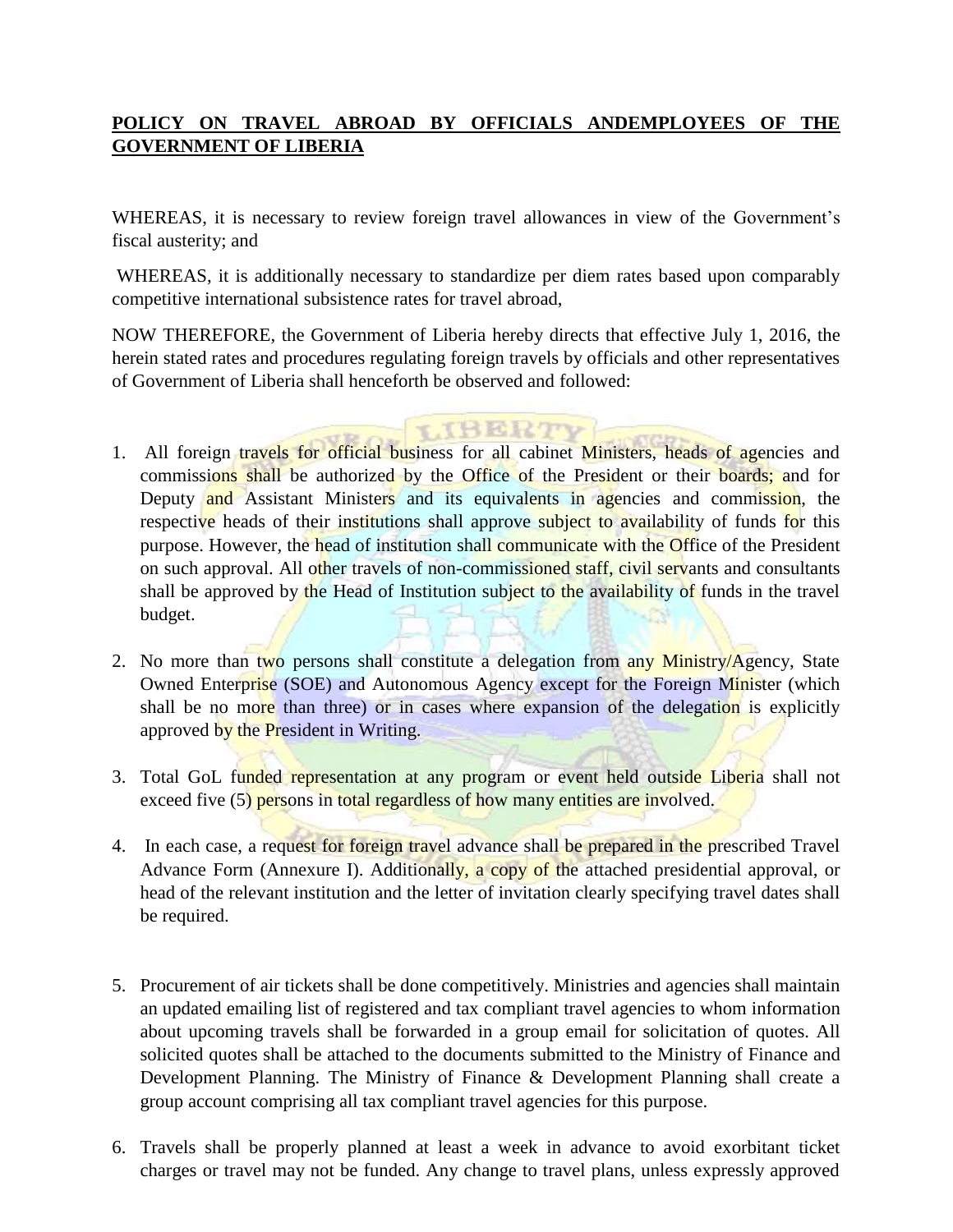**POLICY ON TRAVEL ABROAD BY OFFICIALS ANDEMPLOYEES OF THE GOVERNMENT OF LIBERIA**

WHEREAS, it is necessary to review foreign travel allowances in view of the Government's fiscal austerity; and

WHEREAS, it is additionally necessary to standardize per diem rates based upon comparably competitive international subsistence rates for travel abroad,

NOW THEREFORE, the Government of Liberia hereby directs that effective July 1, 2016, the herein stated rates and procedures regulating foreign travels by officials and other representatives of Government of Liberia shall henceforth be observed and followed:

1. All foreign travels for official business for all cabinet Ministers, heads of agencies and commissions shall be authorized by the Office of the President or their boards; and for Deputy and Assistant Ministers and its equivalents in agencies and commission, the respective heads of their institutions shall approve subject to availability of funds for this purpose. However, the head of institution shall communicate with the Office of the President on such approval. All other travels of non-commissioned staff, civil servants and consultants shall be approved by the Head of Institution subject to the availability of funds in the travel budget.

2. No more than two persons shall constitute a delegation from any Ministry/Agency, State Owned Enterprise (SOE) and Autonomous Agency except for the Foreign Minister (which shall be no more than three) or in cases where expansion of the delegation is explicitly approved by the President in Writing.

3. Total GoL funded representation at any program or event held outside Liberia shall not exceed five (5) persons in total regardless of how many entities are involved.

4. In each case, a request for foreign travel advance shall be prepared in the prescribed Travel Advance Form (Annexure I). Additionally, a copy of the attached presidential approval, or head of the relevant institution and the letter of invitation clearly specifying travel dates shall be required.

5. Procurement of air tickets shall be done competitively. Ministries and agencies shall maintain an updated emailing list of registered and tax compliant travel agencies to whom information about upcoming travels shall be forwarded in a group email for solicitation of quotes. All solicited quotes shall be attached to the documents submitted to the Ministry of Finance and Development Planning. The Ministry of Finance & Development Planning shall create a group account comprising all tax compliant travel agencies for this purpose.

6. Travels shall be properly planned at least a week in advance to avoid exorbitant ticket charges or travel may not be funded. Any change to travel plans, unless expressly approved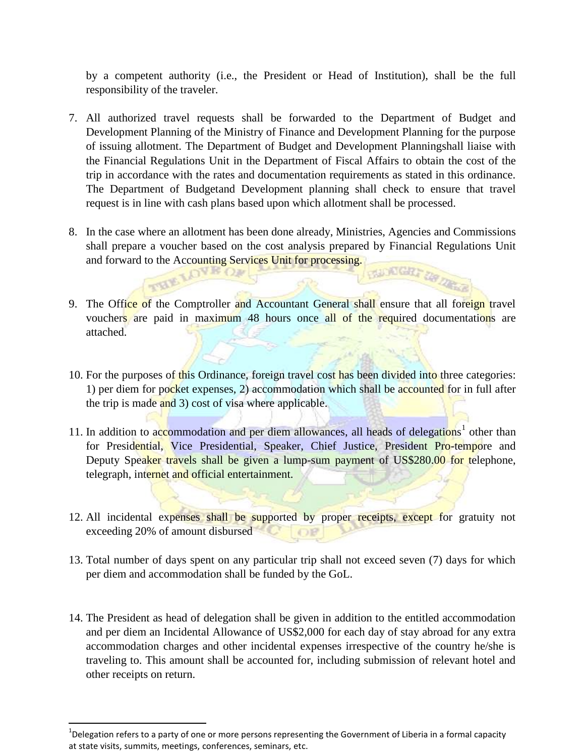by a competent authority (i.e., the President or Head of Institution), shall be the full responsibility of the traveler.

7. All authorized travel requests shall be forwarded to the Department of Budget and Development Planning of the Ministry of Finance and Development Planning for the purpose of issuing allotment. The Department of Budget and Development Planningshall liaise with the Financial Regulations Unit in the Department of Fiscal Affairs to obtain the cost of the trip in accordance with the rates and documentation requirements as stated in this ordinance. The Department of Budgetand Development planning shall check to ensure that travel request is in line with cash plans based upon which allotment shall be processed.

8. In the case where an allotment has been done already, Ministries, Agencies and Commissions shall prepare a voucher based on the cost analysis prepared by Financial Regulations Unit and forward to the Accounting Services Unit for processing.

9. The Office of the Comptroller and Accountant General shall ensure that all foreign travel vouchers are paid in maximum 48 hours once all of the required documentations are attached.

10. For the purposes of this Ordinance, foreign travel cost has been divided into three categories: 1) per diem for pocket expenses, 2) accommodation which shall be accounted for in full after the trip is made and 3) cost of visa where applicable.

11. In addition to accommodation and per diem allowances, all heads of delegations[1] other than for Presidential, Vice Presidential, Speaker, Chief Justice, President Pro-tempore and Deputy Speaker travels shall be given a lump-sum payment of US$280.00 for telephone, telegraph, internet and official entertainment.

12. All incidental expenses shall be supported by proper receipts, except for gratuity not exceeding 20% of amount disbursed

13. Total number of days spent on any particular trip shall not exceed seven (7) days for which per diem and accommodation shall be funded by the GoL.

14. The President as head of delegation shall be given in addition to the entitled accommodation and per diem an Incidental Allowance of US$2,000 for each day of stay abroad for any extra accommodation charges and other incidental expenses irrespective of the country he/she is traveling to. This amount shall be accounted for, including submission of relevant hotel and other receipts on return.

[1]Delegation refers to a party of one or more persons representing the Government of Liberia in a formal capacity at state visits, summits, meetings, conferences, seminars, etc.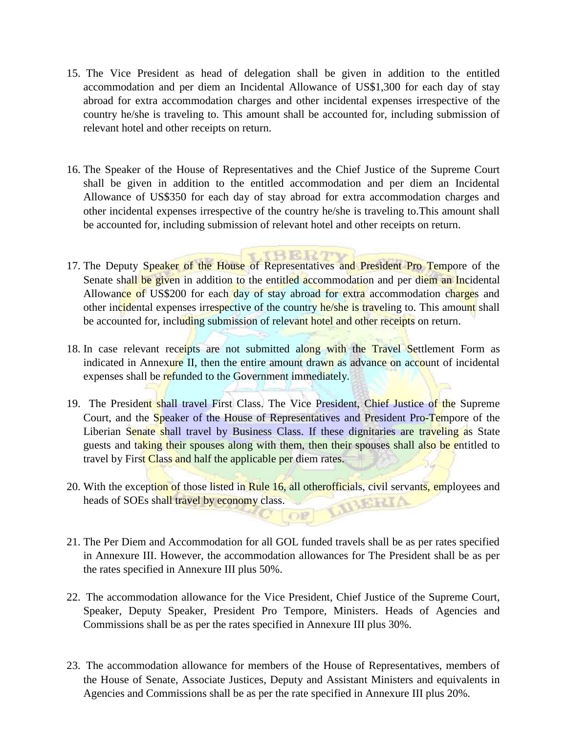15. The Vice President as head of delegation shall be given in addition to the entitled accommodation and per diem an Incidental Allowance of US$1,300 for each day of stay abroad for extra accommodation charges and other incidental expenses irrespective of the country he/she is traveling to. This amount shall be accounted for, including submission of relevant hotel and other receipts on return.

16. The Speaker of the House of Representatives and the Chief Justice of the Supreme Court shall be given in addition to the entitled accommodation and per diem an Incidental Allowance of US$350 for each day of stay abroad for extra accommodation charges and other incidental expenses irrespective of the country he/she is traveling to.This amount shall be accounted for, including submission of relevant hotel and other receipts on return.

17. The Deputy Speaker of the House of Representatives and President Pro Tempore of the Senate shall be given in addition to the entitled accommodation and per diem an Incidental Allowance of US$200 for each day of stay abroad for extra accommodation charges and other incidental expenses irrespective of the country he/she is traveling to. This amount shall be accounted for, including submission of relevant hotel and other receipts on return.

18. In case relevant receipts are not submitted along with the Travel Settlement Form as indicated in Annexure II, then the entire amount drawn as advance on account of incidental expenses shall be refunded to the Government immediately.

19. The President shall travel First Class. The Vice President, Chief Justice of the Supreme Court, and the Speaker of the House of Representatives and President Pro-Tempore of the Liberian Senate shall travel by Business Class. If these dignitaries are traveling as State guests and taking their spouses along with them, then their spouses shall also be entitled to travel by First Class and half the applicable per diem rates.

20. With the exception of those listed in Rule 16, all otherofficials, civil servants, employees and heads of SOEs shall travel by economy class.

21. The Per Diem and Accommodation for all GOL funded travels shall be as per rates specified in Annexure III. However, the accommodation allowances for The President shall be as per the rates specified in Annexure III plus 50%.

22. The accommodation allowance for the Vice President, Chief Justice of the Supreme Court, Speaker, Deputy Speaker, President Pro Tempore, Ministers. Heads of Agencies and Commissions shall be as per the rates specified in Annexure III plus 30%.

23. The accommodation allowance for members of the House of Representatives, members of the House of Senate, Associate Justices, Deputy and Assistant Ministers and equivalents in Agencies and Commissions shall be as per the rate specified in Annexure III plus 20%.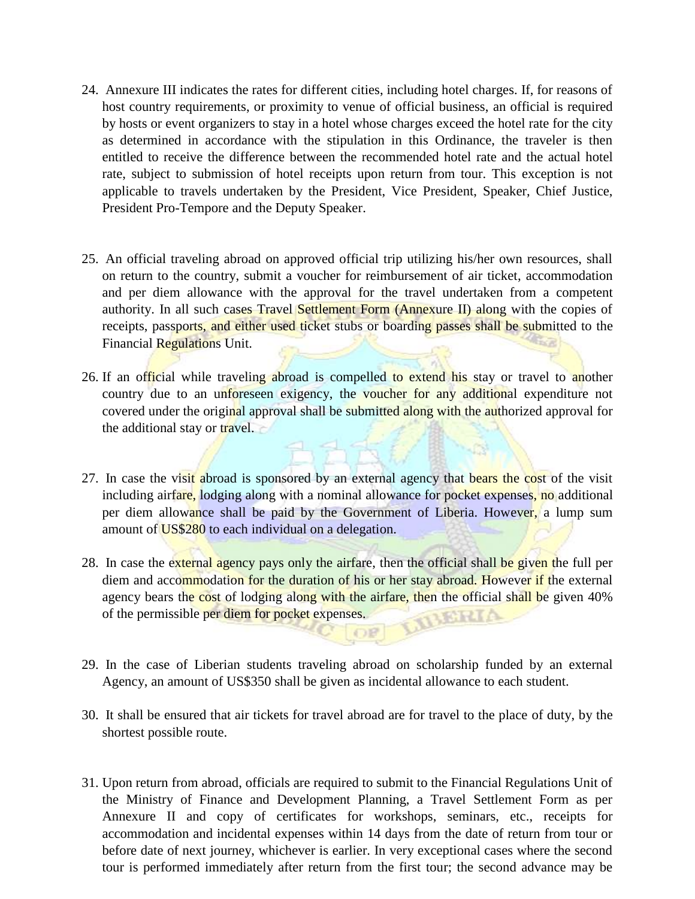24. Annexure III indicates the rates for different cities, including hotel charges. If, for reasons of host country requirements, or proximity to venue of official business, an official is required by hosts or event organizers to stay in a hotel whose charges exceed the hotel rate for the city as determined in accordance with the stipulation in this Ordinance, the traveler is then entitled to receive the difference between the recommended hotel rate and the actual hotel rate, subject to submission of hotel receipts upon return from tour. This exception is not applicable to travels undertaken by the President, Vice President, Speaker, Chief Justice, President Pro-Tempore and the Deputy Speaker.

25. An official traveling abroad on approved official trip utilizing his/her own resources, shall on return to the country, submit a voucher for reimbursement of air ticket, accommodation and per diem allowance with the approval for the travel undertaken from a competent authority. In all such cases Travel Settlement Form (Annexure II) along with the copies of receipts, passports, and either used ticket stubs or boarding passes shall be submitted to the Financial Regulations Unit.

26. If an official while traveling abroad is compelled to extend his stay or travel to another country due to an unforeseen exigency, the voucher for any additional expenditure not covered under the original approval shall be submitted along with the authorized approval for the additional stay or travel.

27. In case the visit abroad is sponsored by an external agency that bears the cost of the visit including airfare, lodging along with a nominal allowance for pocket expenses, no additional per diem allowance shall be paid by the Government of Liberia. However, a lump sum amount of US$280 to each individual on a delegation.

28. In case the external agency pays only the airfare, then the official shall be given the full per diem and accommodation for the duration of his or her stay abroad. However if the external agency bears the cost of lodging along with the airfare, then the official shall be given 40% of the permissible per diem for pocket expenses.

29. In the case of Liberian students traveling abroad on scholarship funded by an external Agency, an amount of US$350 shall be given as incidental allowance to each student.

30. It shall be ensured that air tickets for travel abroad are for travel to the place of duty, by the shortest possible route.

31. Upon return from abroad, officials are required to submit to the Financial Regulations Unit of the Ministry of Finance and Development Planning, a Travel Settlement Form as per Annexure II and copy of certificates for workshops, seminars, etc., receipts for accommodation and incidental expenses within 14 days from the date of return from tour or before date of next journey, whichever is earlier. In very exceptional cases where the second tour is performed immediately after return from the first tour; the second advance may be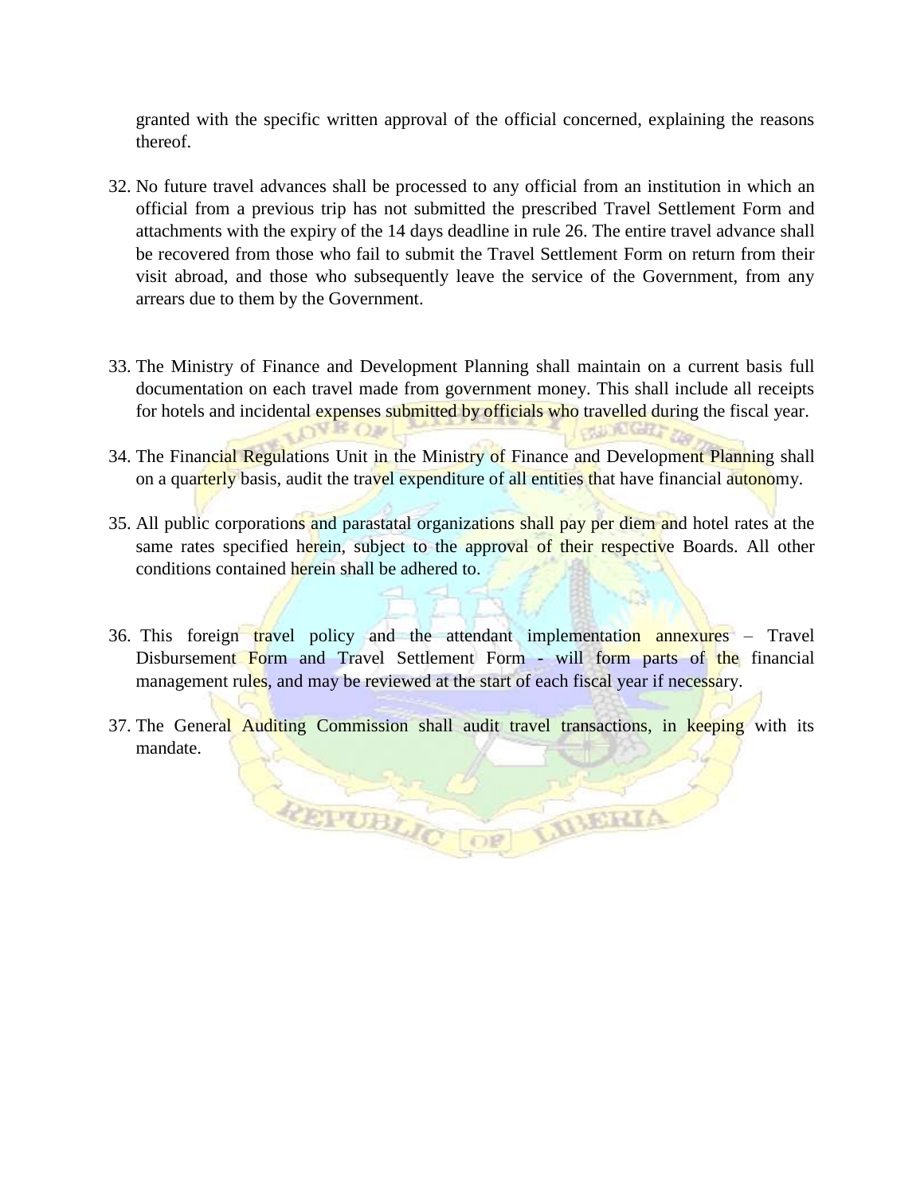granted with the specific written approval of the official concerned, explaining the reasons thereof.

32. No future travel advances shall be processed to any official from an institution in which an official from a previous trip has not submitted the prescribed Travel Settlement Form and attachments with the expiry of the 14 days deadline in rule 26. The entire travel advance shall be recovered from those who fail to submit the Travel Settlement Form on return from their visit abroad, and those who subsequently leave the service of the Government, from any arrears due to them by the Government.

33. The Ministry of Finance and Development Planning shall maintain on a current basis full documentation on each travel made from government money. This shall include all receipts for hotels and incidental expenses submitted by officials who travelled during the fiscal year.

34. The Financial Regulations Unit in the Ministry of Finance and Development Planning shall on a quarterly basis, audit the travel expenditure of all entities that have financial autonomy.

35. All public corporations and parastatal organizations shall pay per diem and hotel rates at the same rates specified herein, subject to the approval of their respective Boards. All other conditions contained herein shall be adhered to.

36. This foreign travel policy and the attendant implementation annexures – Travel Disbursement Form and Travel Settlement Form - will form parts of the financial management rules, and may be reviewed at the start of each fiscal year if necessary.

37. The General Auditing Commission shall audit travel transactions, in keeping with its mandate.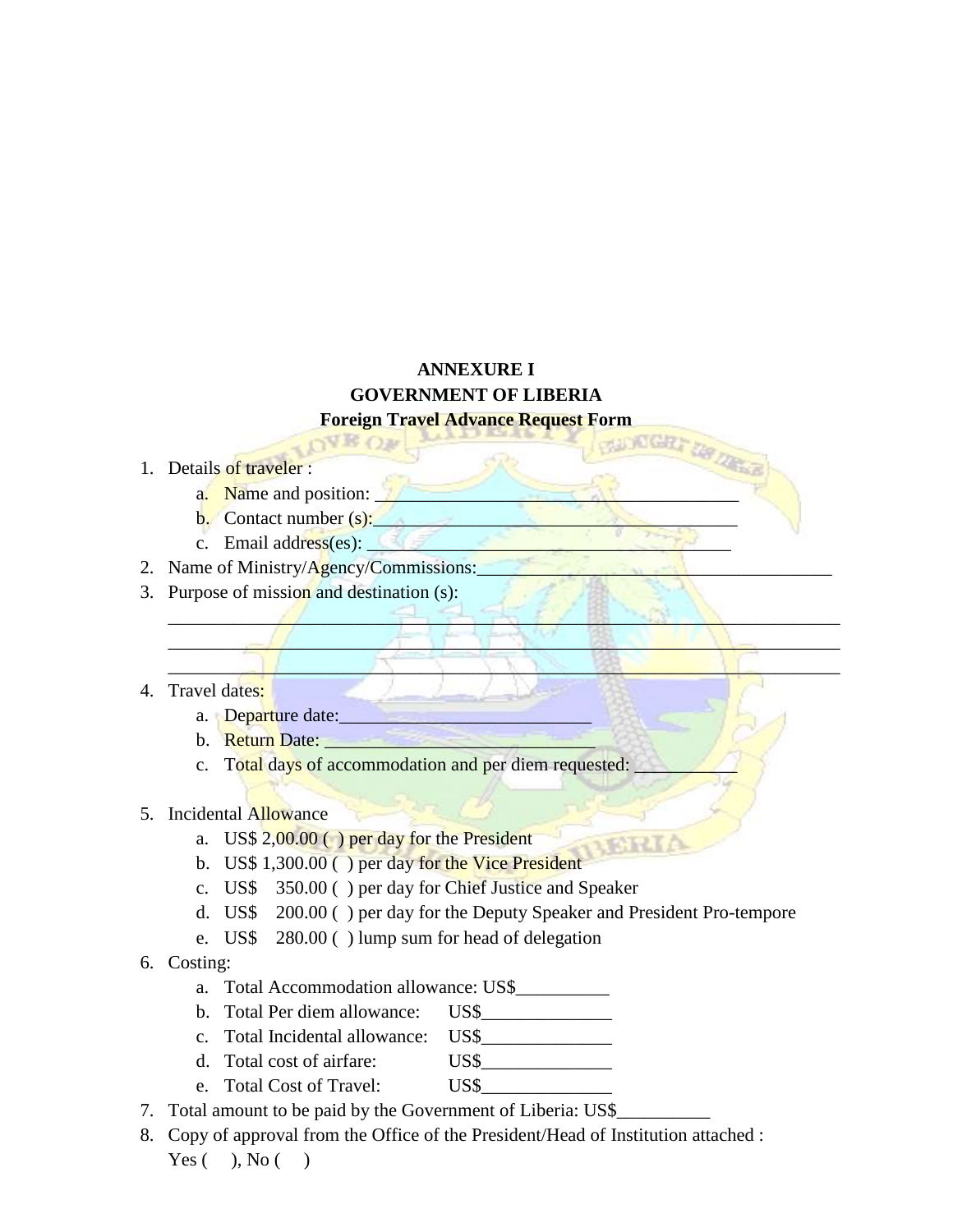**ANNEXURE I**

**GOVERNMENT OF LIBERIA**

**Foreign Travel Advance Request Form**

1. Details of traveler :
    a. Name and position: ________________________________________
    b. Contact number (s):________________________________________
    c. Email address(es): ________________________________________
2. Name of Ministry/Agency/Commissions:_______________________________________
3. Purpose of mission and destination (s):
   __________________________________________________________________________
   __________________________________________________________________________
   __________________________________________________________________________
4. Travel dates:
    a. Departure date:____________________________
    b. Return Date: ______________________________
    c. Total days of accommodation and per diem requested: ___________
5. Incidental Allowance
    a. US$ 2,00.00 (  ) per day for the President
    b. US$ 1,300.00 (  ) per day for the Vice President
    c. US$ 350.00 (  ) per day for Chief Justice and Speaker
    d. US$ 200.00 (  ) per day for the Deputy Speaker and President Pro-tempore
    e. US$ 280.00 (  ) lump sum for head of delegation
6. Costing:
    a. Total Accommodation allowance: US$__________
    b. Total Per diem allowance: US$______________
    c. Total Incidental allowance: US$______________
    d. Total cost of airfare: US$______________
    e. Total Cost of Travel: US$______________
7. Total amount to be paid by the Government of Liberia: US$__________
8. Copy of approval from the Office of the President/Head of Institution attached :
   Yes (   ), No (   )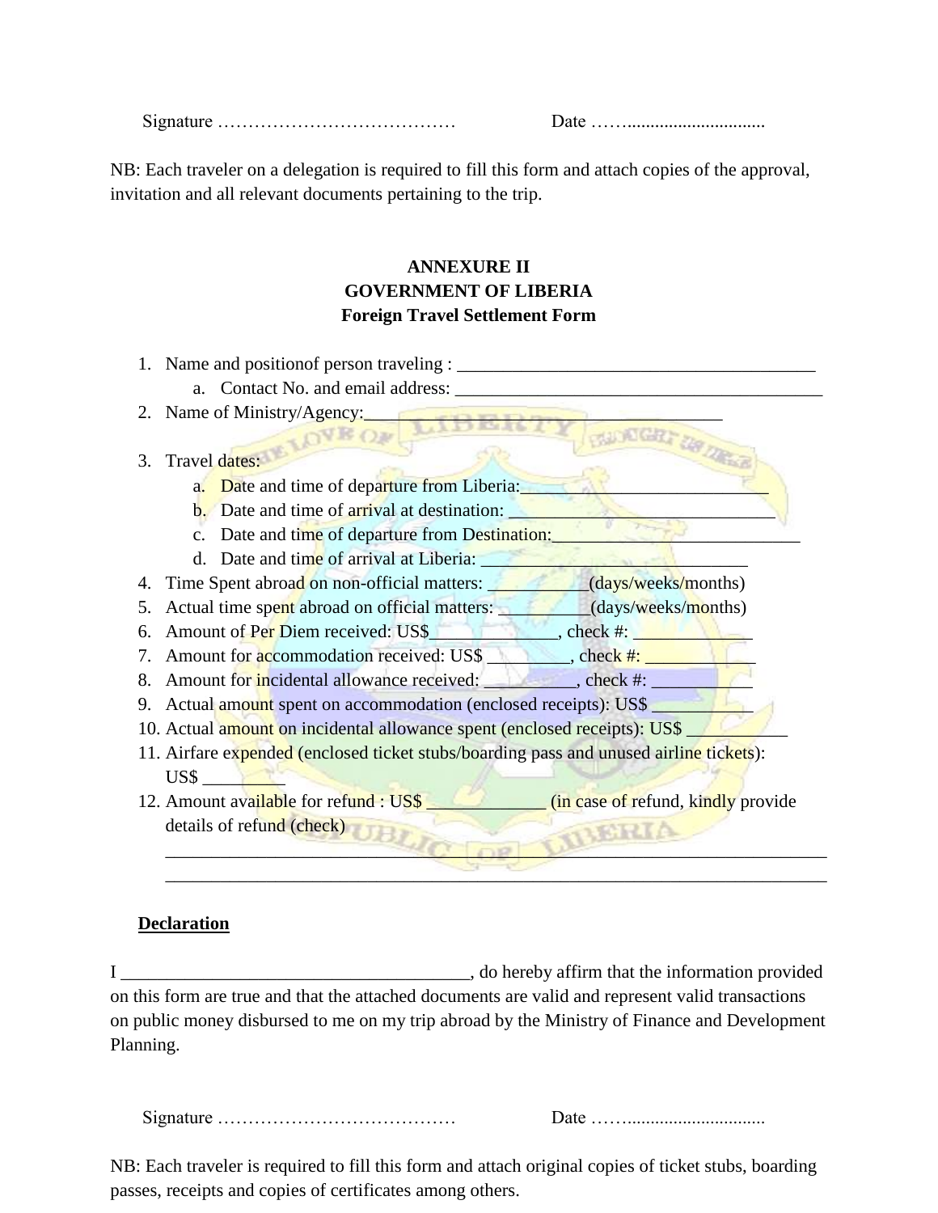Signature …………………………………    Date ……...............................

NB: Each traveler on a delegation is required to fill this form and attach copies of the approval, invitation and all relevant documents pertaining to the trip.

**ANNEXURE II**
**GOVERNMENT OF LIBERIA**
**Foreign Travel Settlement Form**

1. Name and positionof person traveling : ________________________________________
   a. Contact No. and email address: ________________________________________
2. Name of Ministry/Agency:________________________________________
3. Travel dates:
   a. Date and time of departure from Liberia:____________________________
   b. Date and time of arrival at destination: ____________________________
   c. Date and time of departure from Destination:____________________________
   d. Date and time of arrival at Liberia: ______________________________
4. Time Spent abroad on non-official matters: ___________(days/weeks/months)
5. Actual time spent abroad on official matters: __________(days/weeks/months)
6. Amount of Per Diem received: US$_____________, check #: _____________
7. Amount for accommodation received: US$ _________, check #: ____________
8. Amount for incidental allowance received: __________, check #: ___________
9. Actual amount spent on accommodation (enclosed receipts): US$ ___________
10. Actual amount on incidental allowance spent (enclosed receipts): US$ ___________
11. Airfare expended (enclosed ticket stubs/boarding pass and unused airline tickets): US$ _________
12. Amount available for refund : US$ _____________ (in case of refund, kindly provide details of refund (check)
    ____________________________________________________________________________
    ____________________________________________________________________________

**Declaration**

I ______________________________________, do hereby affirm that the information provided on this form are true and that the attached documents are valid and represent valid transactions on public money disbursed to me on my trip abroad by the Ministry of Finance and Development Planning.

Signature …………………………………    Date ……...............................

NB: Each traveler is required to fill this form and attach original copies of ticket stubs, boarding passes, receipts and copies of certificates among others.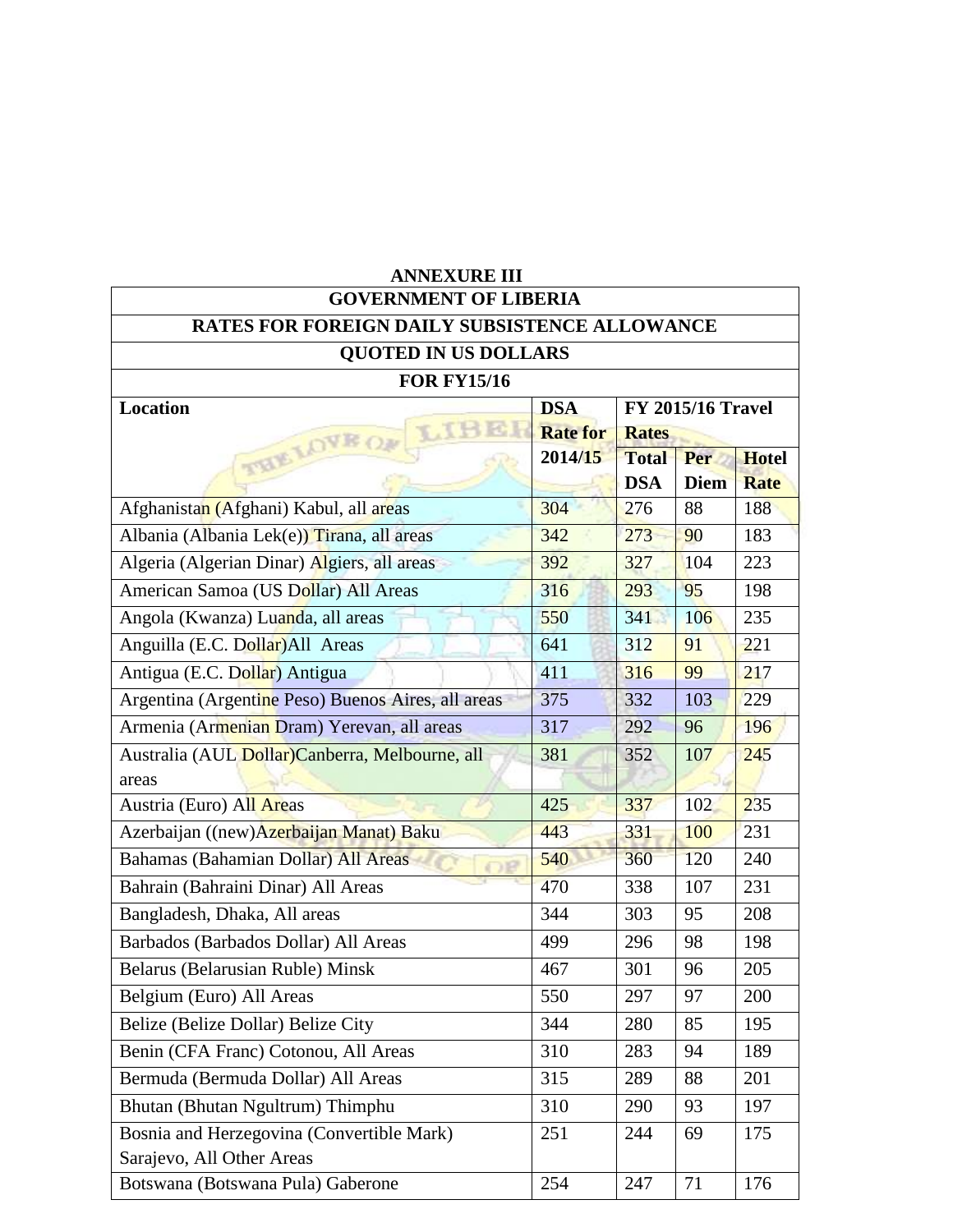**ANNEXURE III**

| GOVERNMENT OF LIBERIA | | | | |
|---|---|---|---|---|
| **RATES FOR FOREIGN DAILY SUBSISTENCE ALLOWANCE** | | | | |
| **QUOTED IN US DOLLARS** | | | | |
| **FOR FY15/16** | | | | |
| **Location** | **DSA Rate for 2014/15** | **FY 2015/16 Travel Rates** | | |
| | | **Total DSA** | **Per Diem** | **Hotel Rate** |
| Afghanistan (Afghani) Kabul, all areas | 304 | 276 | 88 | 188 |
| Albania (Albania Lek(e)) Tirana, all areas | 342 | 273 | 90 | 183 |
| Algeria (Algerian Dinar) Algiers, all areas | 392 | 327 | 104 | 223 |
| American Samoa (US Dollar) All Areas | 316 | 293 | 95 | 198 |
| Angola (Kwanza) Luanda, all areas | 550 | 341 | 106 | 235 |
| Anguilla (E.C. Dollar)All Areas | 641 | 312 | 91 | 221 |
| Antigua (E.C. Dollar) Antigua | 411 | 316 | 99 | 217 |
| Argentina (Argentine Peso) Buenos Aires, all areas | 375 | 332 | 103 | 229 |
| Armenia (Armenian Dram) Yerevan, all areas | 317 | 292 | 96 | 196 |
| Australia (AUL Dollar)Canberra, Melbourne, all areas | 381 | 352 | 107 | 245 |
| Austria (Euro) All Areas | 425 | 337 | 102 | 235 |
| Azerbaijan ((new)Azerbaijan Manat) Baku | 443 | 331 | 100 | 231 |
| Bahamas (Bahamian Dollar) All Areas | 540 | 360 | 120 | 240 |
| Bahrain (Bahraini Dinar) All Areas | 470 | 338 | 107 | 231 |
| Bangladesh, Dhaka, All areas | 344 | 303 | 95 | 208 |
| Barbados (Barbados Dollar) All Areas | 499 | 296 | 98 | 198 |
| Belarus (Belarusian Ruble) Minsk | 467 | 301 | 96 | 205 |
| Belgium (Euro) All Areas | 550 | 297 | 97 | 200 |
| Belize (Belize Dollar) Belize City | 344 | 280 | 85 | 195 |
| Benin (CFA Franc) Cotonou, All Areas | 310 | 283 | 94 | 189 |
| Bermuda (Bermuda Dollar) All Areas | 315 | 289 | 88 | 201 |
| Bhutan (Bhutan Ngultrum) Thimphu | 310 | 290 | 93 | 197 |
| Bosnia and Herzegovina (Convertible Mark) Sarajevo, All Other Areas | 251 | 244 | 69 | 175 |
| Botswana (Botswana Pula) Gaberone | 254 | 247 | 71 | 176 |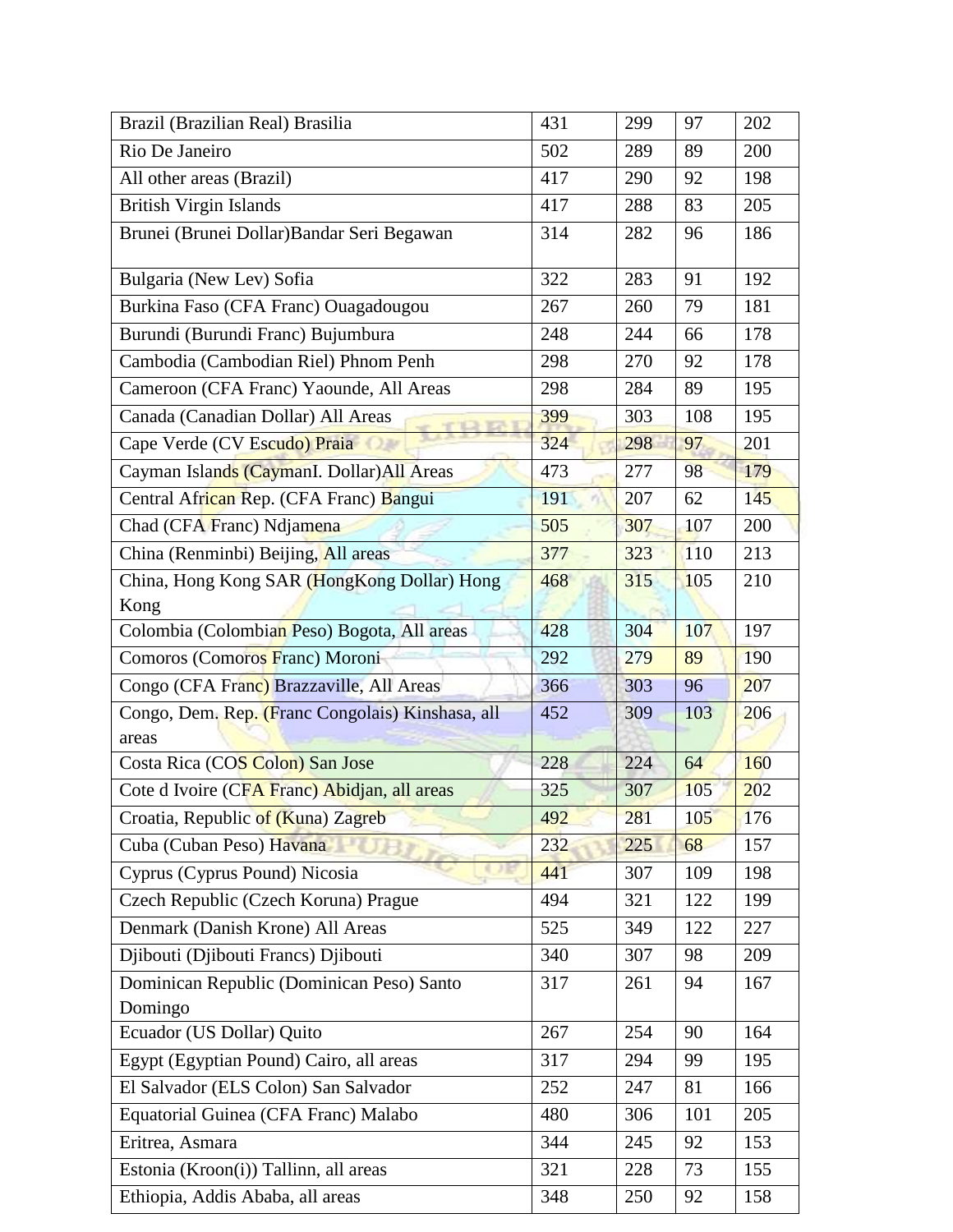| Brazil (Brazilian Real) Brasilia | 431 | 299 | 97 | 202 |
|---|---|---|---|---|
| Rio De Janeiro | 502 | 289 | 89 | 200 |
| All other areas (Brazil) | 417 | 290 | 92 | 198 |
| British Virgin Islands | 417 | 288 | 83 | 205 |
| Brunei (Brunei Dollar)Bandar Seri Begawan | 314 | 282 | 96 | 186 |
| Bulgaria (New Lev) Sofia | 322 | 283 | 91 | 192 |
| Burkina Faso (CFA Franc) Ouagadougou | 267 | 260 | 79 | 181 |
| Burundi (Burundi Franc) Bujumbura | 248 | 244 | 66 | 178 |
| Cambodia (Cambodian Riel) Phnom Penh | 298 | 270 | 92 | 178 |
| Cameroon (CFA Franc) Yaounde, All Areas | 298 | 284 | 89 | 195 |
| Canada (Canadian Dollar) All Areas | 399 | 303 | 108 | 195 |
| Cape Verde (CV Escudo) Praia | 324 | 298 | 97 | 201 |
| Cayman Islands (CaymanI. Dollar)All Areas | 473 | 277 | 98 | 179 |
| Central African Rep. (CFA Franc) Bangui | 191 | 207 | 62 | 145 |
| Chad (CFA Franc) Ndjamena | 505 | 307 | 107 | 200 |
| China (Renminbi) Beijing, All areas | 377 | 323 | 110 | 213 |
| China, Hong Kong SAR (HongKong Dollar) Hong Kong | 468 | 315 | 105 | 210 |
| Colombia (Colombian Peso) Bogota, All areas | 428 | 304 | 107 | 197 |
| Comoros (Comoros Franc) Moroni | 292 | 279 | 89 | 190 |
| Congo (CFA Franc) Brazzaville, All Areas | 366 | 303 | 96 | 207 |
| Congo, Dem. Rep. (Franc Congolais) Kinshasa, all areas | 452 | 309 | 103 | 206 |
| Costa Rica (COS Colon) San Jose | 228 | 224 | 64 | 160 |
| Cote d Ivoire (CFA Franc) Abidjan, all areas | 325 | 307 | 105 | 202 |
| Croatia, Republic of (Kuna) Zagreb | 492 | 281 | 105 | 176 |
| Cuba (Cuban Peso) Havana | 232 | 225 | 68 | 157 |
| Cyprus (Cyprus Pound) Nicosia | 441 | 307 | 109 | 198 |
| Czech Republic (Czech Koruna) Prague | 494 | 321 | 122 | 199 |
| Denmark (Danish Krone) All Areas | 525 | 349 | 122 | 227 |
| Djibouti (Djibouti Francs) Djibouti | 340 | 307 | 98 | 209 |
| Dominican Republic (Dominican Peso) Santo Domingo | 317 | 261 | 94 | 167 |
| Ecuador (US Dollar) Quito | 267 | 254 | 90 | 164 |
| Egypt (Egyptian Pound) Cairo, all areas | 317 | 294 | 99 | 195 |
| El Salvador (ELS Colon) San Salvador | 252 | 247 | 81 | 166 |
| Equatorial Guinea (CFA Franc) Malabo | 480 | 306 | 101 | 205 |
| Eritrea, Asmara | 344 | 245 | 92 | 153 |
| Estonia (Kroon(i)) Tallinn, all areas | 321 | 228 | 73 | 155 |
| Ethiopia, Addis Ababa, all areas | 348 | 250 | 92 | 158 |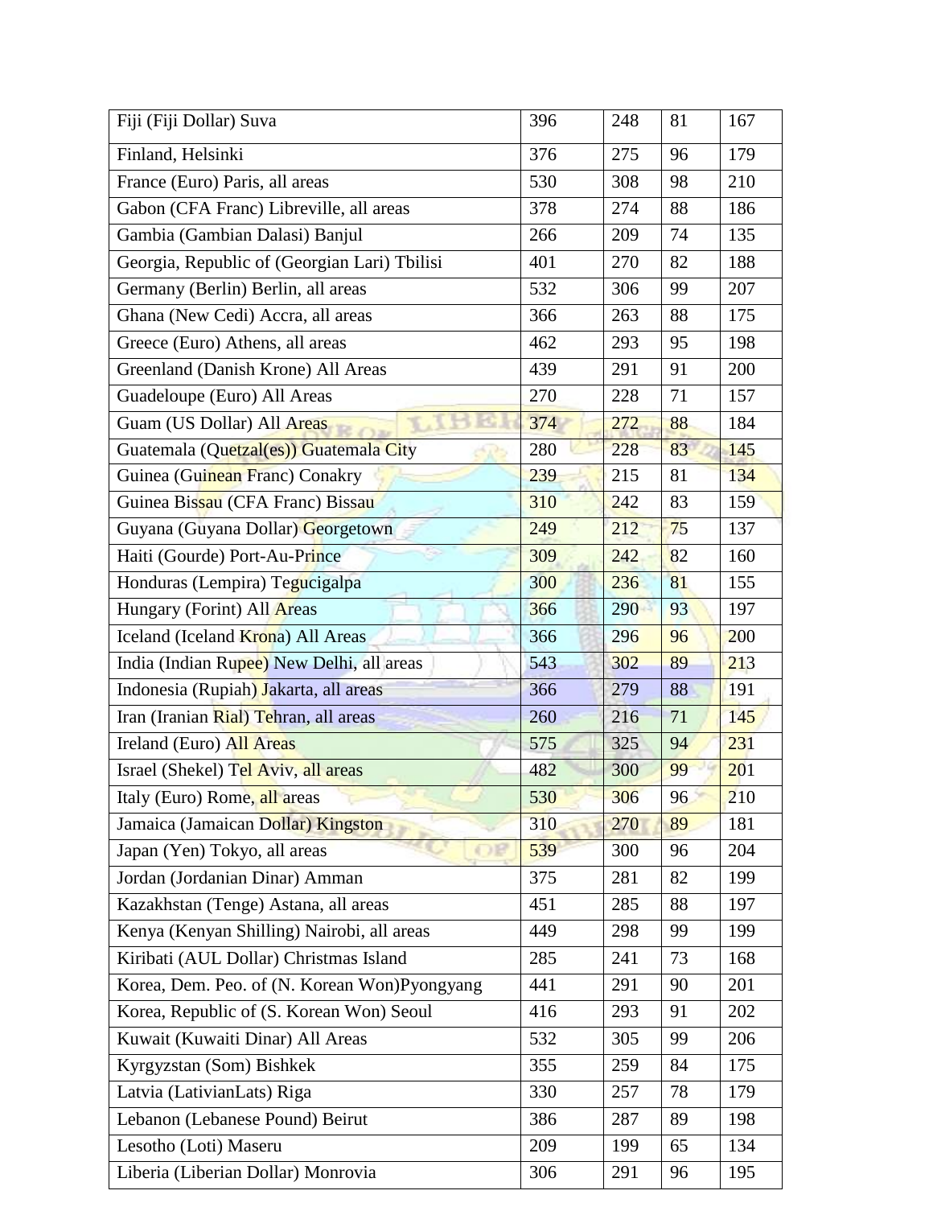| Fiji (Fiji Dollar) Suva | 396 | 248 | 81 | 167 |
|---|---|---|---|---|
| Finland, Helsinki | 376 | 275 | 96 | 179 |
| France (Euro) Paris, all areas | 530 | 308 | 98 | 210 |
| Gabon (CFA Franc) Libreville, all areas | 378 | 274 | 88 | 186 |
| Gambia (Gambian Dalasi) Banjul | 266 | 209 | 74 | 135 |
| Georgia, Republic of (Georgian Lari) Tbilisi | 401 | 270 | 82 | 188 |
| Germany (Berlin) Berlin, all areas | 532 | 306 | 99 | 207 |
| Ghana (New Cedi) Accra, all areas | 366 | 263 | 88 | 175 |
| Greece (Euro) Athens, all areas | 462 | 293 | 95 | 198 |
| Greenland (Danish Krone) All Areas | 439 | 291 | 91 | 200 |
| Guadeloupe (Euro) All Areas | 270 | 228 | 71 | 157 |
| Guam (US Dollar) All Areas | 374 | 272 | 88 | 184 |
| Guatemala (Quetzal(es)) Guatemala City | 280 | 228 | 83 | 145 |
| Guinea (Guinean Franc) Conakry | 239 | 215 | 81 | 134 |
| Guinea Bissau (CFA Franc) Bissau | 310 | 242 | 83 | 159 |
| Guyana (Guyana Dollar) Georgetown | 249 | 212 | 75 | 137 |
| Haiti (Gourde) Port-Au-Prince | 309 | 242 | 82 | 160 |
| Honduras (Lempira) Tegucigalpa | 300 | 236 | 81 | 155 |
| Hungary (Forint) All Areas | 366 | 290 | 93 | 197 |
| Iceland (Iceland Krona) All Areas | 366 | 296 | 96 | 200 |
| India (Indian Rupee) New Delhi, all areas | 543 | 302 | 89 | 213 |
| Indonesia (Rupiah) Jakarta, all areas | 366 | 279 | 88 | 191 |
| Iran (Iranian Rial) Tehran, all areas | 260 | 216 | 71 | 145 |
| Ireland (Euro) All Areas | 575 | 325 | 94 | 231 |
| Israel (Shekel) Tel Aviv, all areas | 482 | 300 | 99 | 201 |
| Italy (Euro) Rome, all areas | 530 | 306 | 96 | 210 |
| Jamaica (Jamaican Dollar) Kingston | 310 | 270 | 89 | 181 |
| Japan (Yen) Tokyo, all areas | 539 | 300 | 96 | 204 |
| Jordan (Jordanian Dinar) Amman | 375 | 281 | 82 | 199 |
| Kazakhstan (Tenge) Astana, all areas | 451 | 285 | 88 | 197 |
| Kenya (Kenyan Shilling) Nairobi, all areas | 449 | 298 | 99 | 199 |
| Kiribati (AUL Dollar) Christmas Island | 285 | 241 | 73 | 168 |
| Korea, Dem. Peo. of (N. Korean Won)Pyongyang | 441 | 291 | 90 | 201 |
| Korea, Republic of (S. Korean Won) Seoul | 416 | 293 | 91 | 202 |
| Kuwait (Kuwaiti Dinar) All Areas | 532 | 305 | 99 | 206 |
| Kyrgyzstan (Som) Bishkek | 355 | 259 | 84 | 175 |
| Latvia (LativianLats) Riga | 330 | 257 | 78 | 179 |
| Lebanon (Lebanese Pound) Beirut | 386 | 287 | 89 | 198 |
| Lesotho (Loti) Maseru | 209 | 199 | 65 | 134 |
| Liberia (Liberian Dollar) Monrovia | 306 | 291 | 96 | 195 |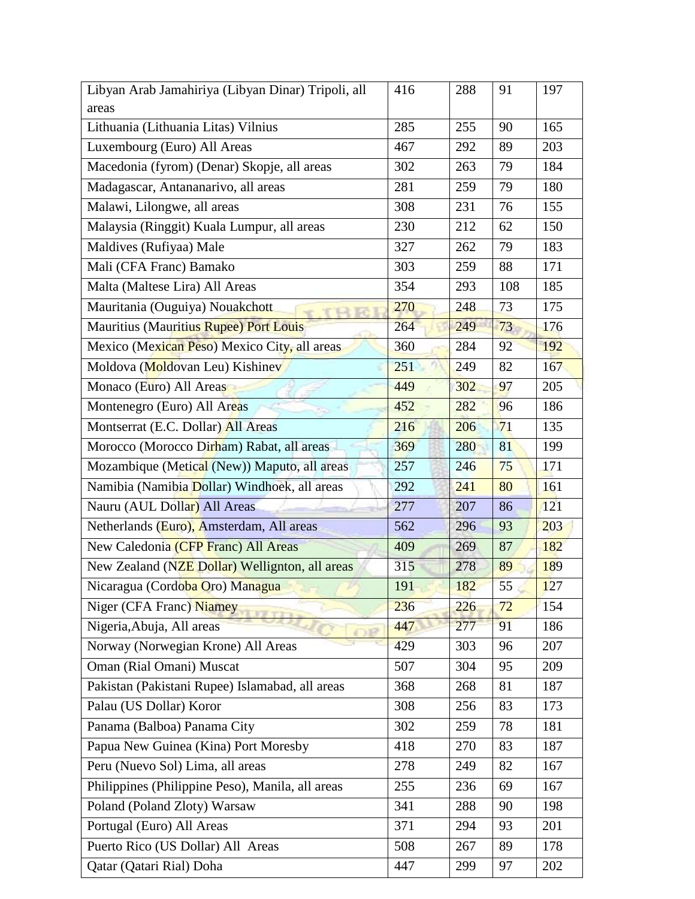| Libyan Arab Jamahiriya (Libyan Dinar) Tripoli, all areas | 416 | 288 | 91 | 197 |
|---|---|---|---|---|
| Lithuania (Lithuania Litas) Vilnius | 285 | 255 | 90 | 165 |
| Luxembourg (Euro) All Areas | 467 | 292 | 89 | 203 |
| Macedonia (fyrom) (Denar) Skopje, all areas | 302 | 263 | 79 | 184 |
| Madagascar, Antananarivo, all areas | 281 | 259 | 79 | 180 |
| Malawi, Lilongwe, all areas | 308 | 231 | 76 | 155 |
| Malaysia (Ringgit) Kuala Lumpur, all areas | 230 | 212 | 62 | 150 |
| Maldives (Rufiyaa) Male | 327 | 262 | 79 | 183 |
| Mali (CFA Franc) Bamako | 303 | 259 | 88 | 171 |
| Malta (Maltese Lira) All Areas | 354 | 293 | 108 | 185 |
| Mauritania (Ouguiya) Nouakchott | 270 | 248 | 73 | 175 |
| Mauritius (Mauritius Rupee) Port Louis | 264 | 249 | 73 | 176 |
| Mexico (Mexican Peso) Mexico City, all areas | 360 | 284 | 92 | 192 |
| Moldova (Moldovan Leu) Kishinev | 251 | 249 | 82 | 167 |
| Monaco (Euro) All Areas | 449 | 302 | 97 | 205 |
| Montenegro (Euro) All Areas | 452 | 282 | 96 | 186 |
| Montserrat (E.C. Dollar) All Areas | 216 | 206 | 71 | 135 |
| Morocco (Morocco Dirham) Rabat, all areas | 369 | 280 | 81 | 199 |
| Mozambique (Metical (New)) Maputo, all areas | 257 | 246 | 75 | 171 |
| Namibia (Namibia Dollar) Windhoek, all areas | 292 | 241 | 80 | 161 |
| Nauru (AUL Dollar) All Areas | 277 | 207 | 86 | 121 |
| Netherlands (Euro), Amsterdam, All areas | 562 | 296 | 93 | 203 |
| New Caledonia (CFP Franc) All Areas | 409 | 269 | 87 | 182 |
| New Zealand (NZE Dollar) Wellignton, all areas | 315 | 278 | 89 | 189 |
| Nicaragua (Cordoba Oro) Managua | 191 | 182 | 55 | 127 |
| Niger (CFA Franc) Niamey | 236 | 226 | 72 | 154 |
| Nigeria,Abuja, All areas | 447 | 277 | 91 | 186 |
| Norway (Norwegian Krone) All Areas | 429 | 303 | 96 | 207 |
| Oman (Rial Omani) Muscat | 507 | 304 | 95 | 209 |
| Pakistan (Pakistani Rupee) Islamabad, all areas | 368 | 268 | 81 | 187 |
| Palau (US Dollar) Koror | 308 | 256 | 83 | 173 |
| Panama (Balboa) Panama City | 302 | 259 | 78 | 181 |
| Papua New Guinea (Kina) Port Moresby | 418 | 270 | 83 | 187 |
| Peru (Nuevo Sol) Lima, all areas | 278 | 249 | 82 | 167 |
| Philippines (Philippine Peso), Manila, all areas | 255 | 236 | 69 | 167 |
| Poland (Poland Zloty) Warsaw | 341 | 288 | 90 | 198 |
| Portugal (Euro) All Areas | 371 | 294 | 93 | 201 |
| Puerto Rico (US Dollar) All Areas | 508 | 267 | 89 | 178 |
| Qatar (Qatari Rial) Doha | 447 | 299 | 97 | 202 |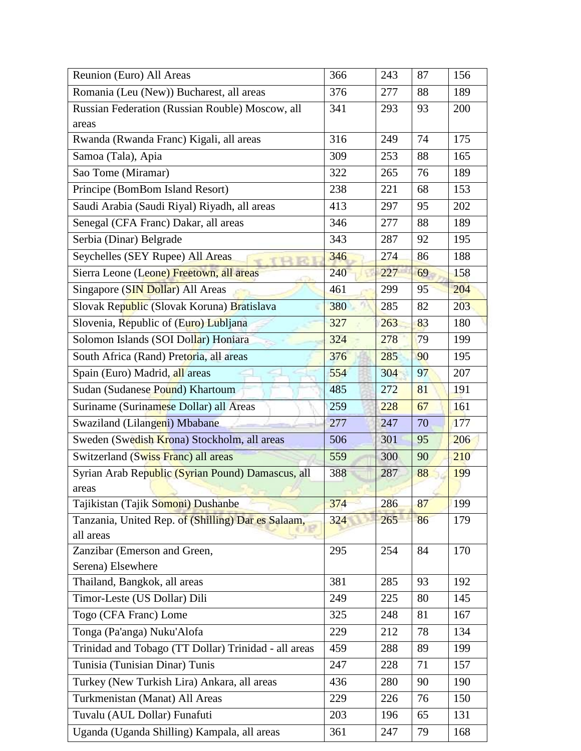| | | | | |
|---|---|---|---|---|
| Reunion (Euro) All Areas | 366 | 243 | 87 | 156 |
| Romania (Leu (New)) Bucharest, all areas | 376 | 277 | 88 | 189 |
| Russian Federation (Russian Rouble) Moscow, all areas | 341 | 293 | 93 | 200 |
| Rwanda (Rwanda Franc) Kigali, all areas | 316 | 249 | 74 | 175 |
| Samoa (Tala), Apia | 309 | 253 | 88 | 165 |
| Sao Tome (Miramar) | 322 | 265 | 76 | 189 |
| Principe (BomBom Island Resort) | 238 | 221 | 68 | 153 |
| Saudi Arabia (Saudi Riyal) Riyadh, all areas | 413 | 297 | 95 | 202 |
| Senegal (CFA Franc) Dakar, all areas | 346 | 277 | 88 | 189 |
| Serbia (Dinar) Belgrade | 343 | 287 | 92 | 195 |
| Seychelles (SEY Rupee) All Areas | 346 | 274 | 86 | 188 |
| Sierra Leone (Leone) Freetown, all areas | 240 | 227 | 69 | 158 |
| Singapore (SIN Dollar) All Areas | 461 | 299 | 95 | 204 |
| Slovak Republic (Slovak Koruna) Bratislava | 380 | 285 | 82 | 203 |
| Slovenia, Republic of (Euro) Lubljana | 327 | 263 | 83 | 180 |
| Solomon Islands (SOI Dollar) Honiara | 324 | 278 | 79 | 199 |
| South Africa (Rand) Pretoria, all areas | 376 | 285 | 90 | 195 |
| Spain (Euro) Madrid, all areas | 554 | 304 | 97 | 207 |
| Sudan (Sudanese Pound) Khartoum | 485 | 272 | 81 | 191 |
| Suriname (Surinamese Dollar) all Areas | 259 | 228 | 67 | 161 |
| Swaziland (Lilangeni) Mbabane | 277 | 247 | 70 | 177 |
| Sweden (Swedish Krona) Stockholm, all areas | 506 | 301 | 95 | 206 |
| Switzerland (Swiss Franc) all areas | 559 | 300 | 90 | 210 |
| Syrian Arab Republic (Syrian Pound) Damascus, all areas | 388 | 287 | 88 | 199 |
| Tajikistan (Tajik Somoni) Dushanbe | 374 | 286 | 87 | 199 |
| Tanzania, United Rep. of (Shilling) Dar es Salaam, all areas | 324 | 265 | 86 | 179 |
| Zanzibar (Emerson and Green, Serena) Elsewhere | 295 | 254 | 84 | 170 |
| Thailand, Bangkok, all areas | 381 | 285 | 93 | 192 |
| Timor-Leste (US Dollar) Dili | 249 | 225 | 80 | 145 |
| Togo (CFA Franc) Lome | 325 | 248 | 81 | 167 |
| Tonga (Pa'anga) Nuku'Alofa | 229 | 212 | 78 | 134 |
| Trinidad and Tobago (TT Dollar) Trinidad - all areas | 459 | 288 | 89 | 199 |
| Tunisia (Tunisian Dinar) Tunis | 247 | 228 | 71 | 157 |
| Turkey (New Turkish Lira) Ankara, all areas | 436 | 280 | 90 | 190 |
| Turkmenistan (Manat) All Areas | 229 | 226 | 76 | 150 |
| Tuvalu (AUL Dollar) Funafuti | 203 | 196 | 65 | 131 |
| Uganda (Uganda Shilling) Kampala, all areas | 361 | 247 | 79 | 168 |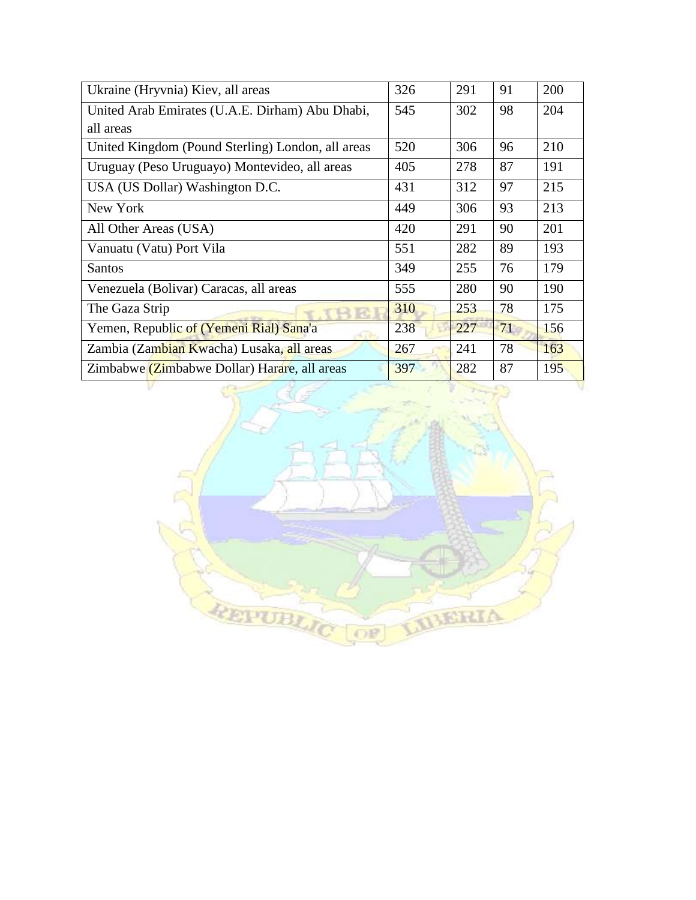| | | | | |
|---|---|---|---|---|
| Ukraine (Hryvnia) Kiev, all areas | 326 | 291 | 91 | 200 |
| United Arab Emirates (U.A.E. Dirham) Abu Dhabi, all areas | 545 | 302 | 98 | 204 |
| United Kingdom (Pound Sterling) London, all areas | 520 | 306 | 96 | 210 |
| Uruguay (Peso Uruguayo) Montevideo, all areas | 405 | 278 | 87 | 191 |
| USA (US Dollar) Washington D.C. | 431 | 312 | 97 | 215 |
| New York | 449 | 306 | 93 | 213 |
| All Other Areas (USA) | 420 | 291 | 90 | 201 |
| Vanuatu (Vatu) Port Vila | 551 | 282 | 89 | 193 |
| Santos | 349 | 255 | 76 | 179 |
| Venezuela (Bolivar) Caracas, all areas | 555 | 280 | 90 | 190 |
| The Gaza Strip | 310 | 253 | 78 | 175 |
| Yemen, Republic of (Yemeni Rial) Sana'a | 238 | 227 | 71 | 156 |
| Zambia (Zambian Kwacha) Lusaka, all areas | 267 | 241 | 78 | 163 |
| Zimbabwe (Zimbabwe Dollar) Harare, all areas | 397 | 282 | 87 | 195 |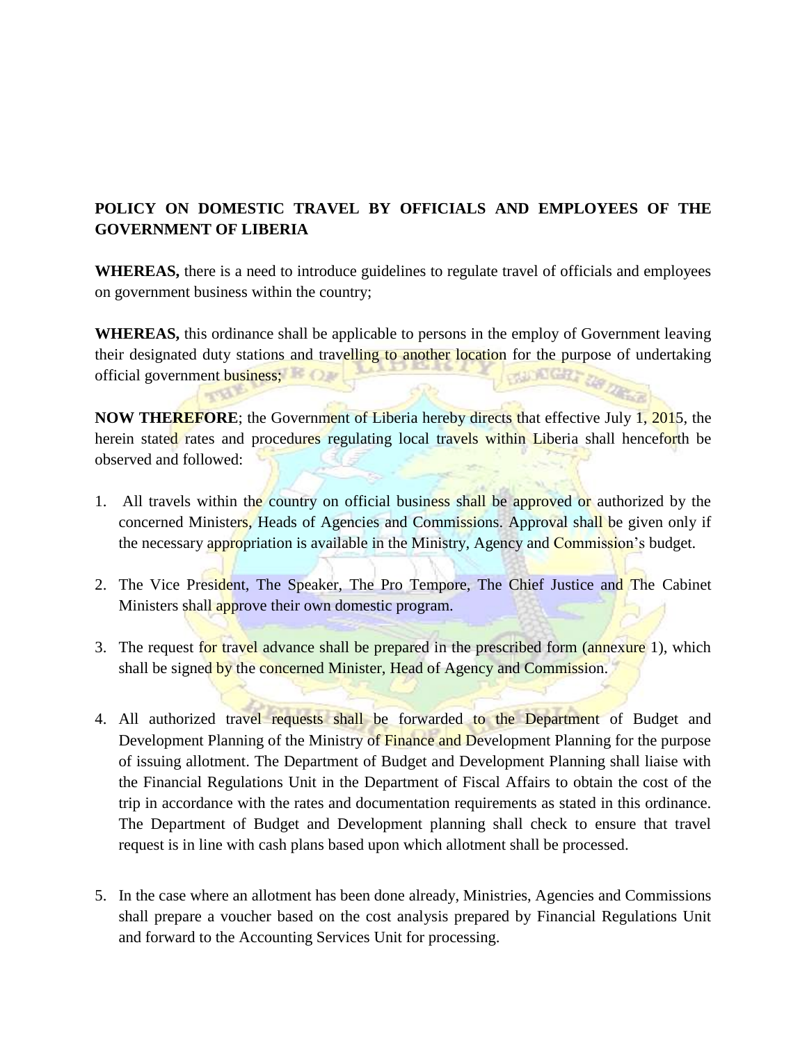**POLICY ON DOMESTIC TRAVEL BY OFFICIALS AND EMPLOYEES OF THE GOVERNMENT OF LIBERIA**

**WHEREAS,** there is a need to introduce guidelines to regulate travel of officials and employees on government business within the country;

**WHEREAS,** this ordinance shall be applicable to persons in the employ of Government leaving their designated duty stations and travelling to another location for the purpose of undertaking official government business;

**NOW THEREFORE**; the Government of Liberia hereby directs that effective July 1, 2015, the herein stated rates and procedures regulating local travels within Liberia shall henceforth be observed and followed:

1. All travels within the country on official business shall be approved or authorized by the concerned Ministers, Heads of Agencies and Commissions. Approval shall be given only if the necessary appropriation is available in the Ministry, Agency and Commission's budget.

2. The Vice President, The Speaker, The Pro Tempore, The Chief Justice and The Cabinet Ministers shall approve their own domestic program.

3. The request for travel advance shall be prepared in the prescribed form (annexure 1), which shall be signed by the concerned Minister, Head of Agency and Commission.

4. All authorized travel requests shall be forwarded to the Department of Budget and Development Planning of the Ministry of Finance and Development Planning for the purpose of issuing allotment. The Department of Budget and Development Planning shall liaise with the Financial Regulations Unit in the Department of Fiscal Affairs to obtain the cost of the trip in accordance with the rates and documentation requirements as stated in this ordinance. The Department of Budget and Development planning shall check to ensure that travel request is in line with cash plans based upon which allotment shall be processed.

5. In the case where an allotment has been done already, Ministries, Agencies and Commissions shall prepare a voucher based on the cost analysis prepared by Financial Regulations Unit and forward to the Accounting Services Unit for processing.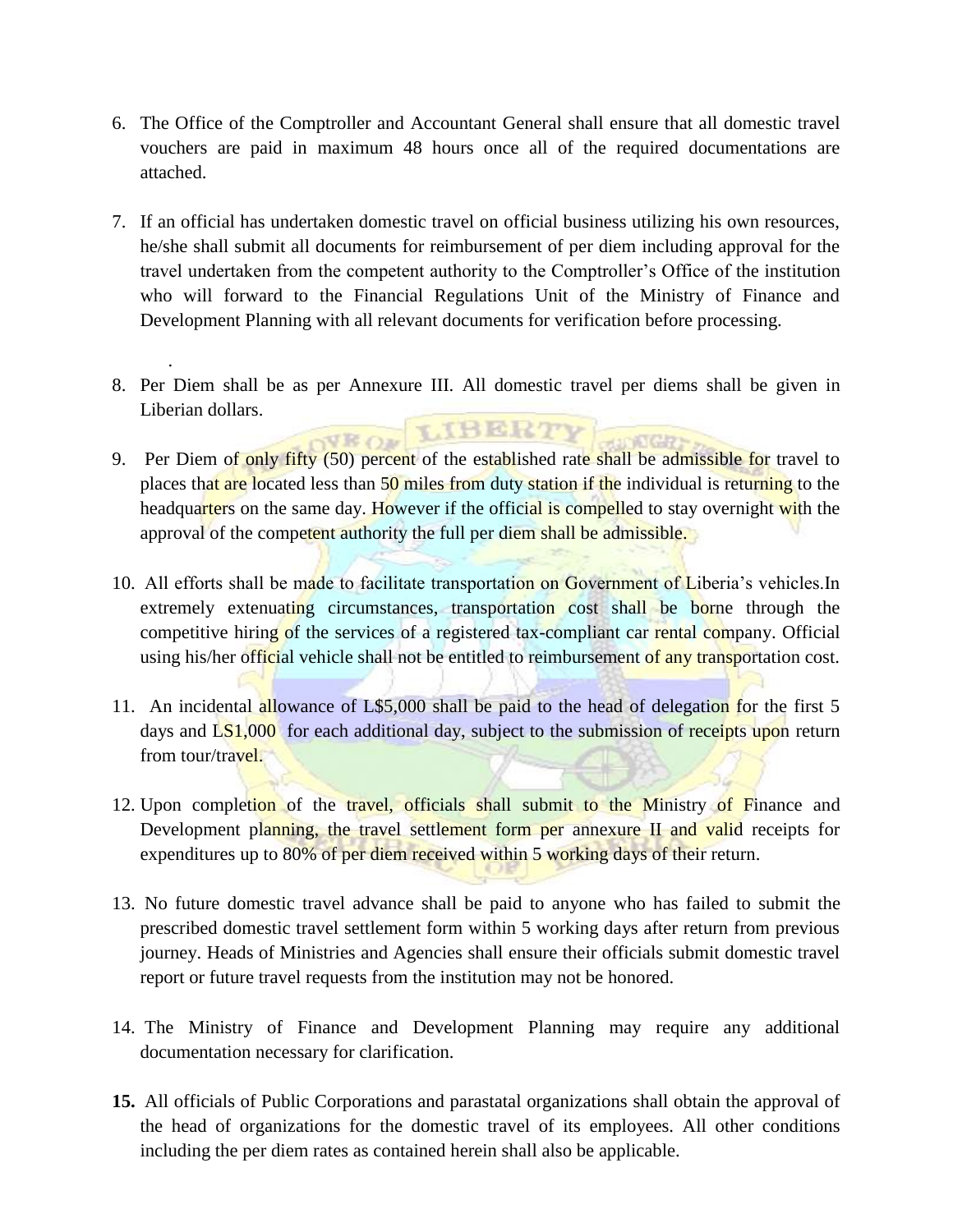6. The Office of the Comptroller and Accountant General shall ensure that all domestic travel vouchers are paid in maximum 48 hours once all of the required documentations are attached.

7. If an official has undertaken domestic travel on official business utilizing his own resources, he/she shall submit all documents for reimbursement of per diem including approval for the travel undertaken from the competent authority to the Comptroller's Office of the institution who will forward to the Financial Regulations Unit of the Ministry of Finance and Development Planning with all relevant documents for verification before processing.

   .

8. Per Diem shall be as per Annexure III. All domestic travel per diems shall be given in Liberian dollars.

9. Per Diem of only fifty (50) percent of the established rate shall be admissible for travel to places that are located less than 50 miles from duty station if the individual is returning to the headquarters on the same day. However if the official is compelled to stay overnight with the approval of the competent authority the full per diem shall be admissible.

10. All efforts shall be made to facilitate transportation on Government of Liberia's vehicles.In extremely extenuating circumstances, transportation cost shall be borne through the competitive hiring of the services of a registered tax-compliant car rental company. Official using his/her official vehicle shall not be entitled to reimbursement of any transportation cost.

11. An incidental allowance of L$5,000 shall be paid to the head of delegation for the first 5 days and LS1,000 for each additional day, subject to the submission of receipts upon return from tour/travel.

12. Upon completion of the travel, officials shall submit to the Ministry of Finance and Development planning, the travel settlement form per annexure II and valid receipts for expenditures up to 80% of per diem received within 5 working days of their return.

13. No future domestic travel advance shall be paid to anyone who has failed to submit the prescribed domestic travel settlement form within 5 working days after return from previous journey. Heads of Ministries and Agencies shall ensure their officials submit domestic travel report or future travel requests from the institution may not be honored.

14. The Ministry of Finance and Development Planning may require any additional documentation necessary for clarification.

**15.** All officials of Public Corporations and parastatal organizations shall obtain the approval of the head of organizations for the domestic travel of its employees. All other conditions including the per diem rates as contained herein shall also be applicable.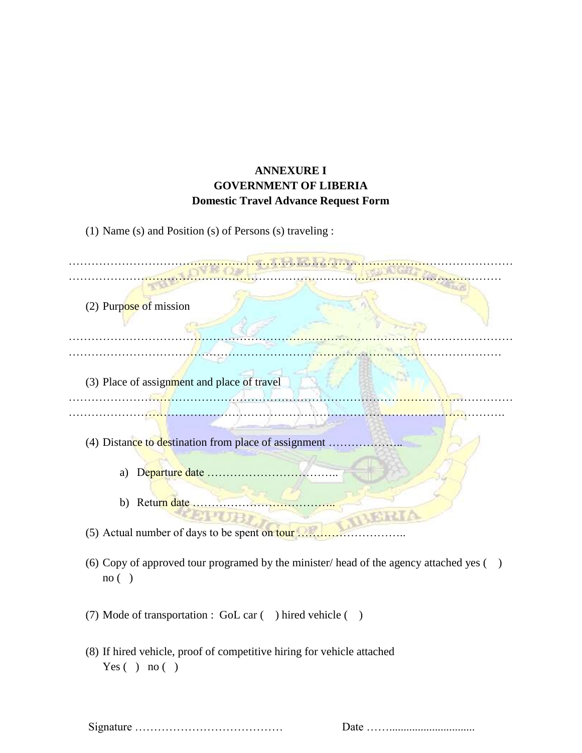**ANNEXURE I**
**GOVERNMENT OF LIBERIA**
**Domestic Travel Advance Request Form**

(1) Name (s) and Position (s) of Persons (s) traveling :

……………………………………………………………………………………………………………
…………………………………………………………………………………………………………

(2) Purpose of mission

……………………………………………………………………………………………………………
…………………………………………………………………………………………………………

(3) Place of assignment and place of travel
……………………………………………………………………………………………………………
…………………………………………………………………………………………………………

(4) Distance to destination from place of assignment ………………..

a) Departure date ……………………………..

b) Return date ………………………………..

(5) Actual number of days to be spent on tour ………………………..

(6) Copy of approved tour programed by the minister/ head of the agency attached yes ( ) no ( )

(7) Mode of transportation : GoL car ( ) hired vehicle ( )

(8) If hired vehicle, proof of competitive hiring for vehicle attached
Yes ( ) no ( )

Signature ………………………………… Date ……..............................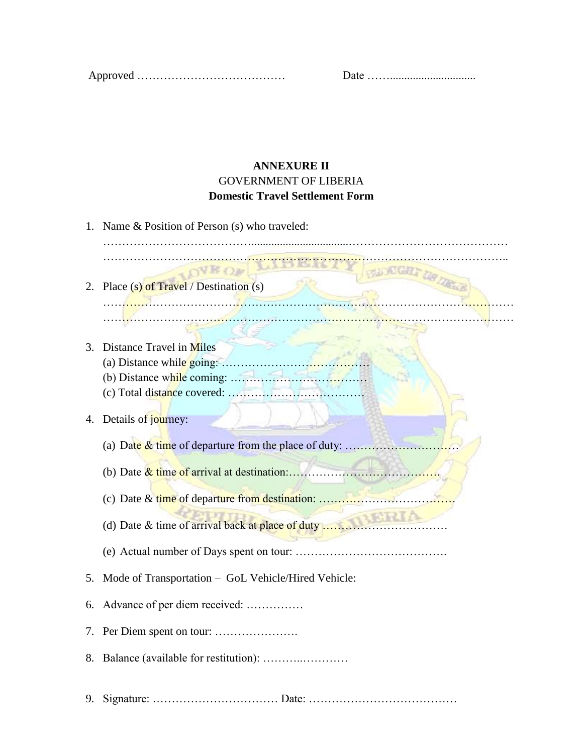Approved ………………………………… Date ……..............................

**ANNEXURE II**

GOVERNMENT OF LIBERIA

**Domestic Travel Settlement Form**

1. Name & Position of Person (s) who traveled:
   …………………………………...................................……………………………………
   ……………………………………………………………………………………………..

2. Place (s) of Travel / Destination (s)
   ………………………………………………………………………………………………
   ………………………………………………………………………………………………

3. Distance Travel in Miles
   (a) Distance while going: ………………………………….
   (b) Distance while coming: ……………………………….
   (c) Total distance covered: ……………………………….

4. Details of journey:
   (a) Date & time of departure from the place of duty: …………………………
   (b) Date & time of arrival at destination:………………………………….
   (c) Date & time of departure from destination: ………………………………
   (d) Date & time of arrival back at place of duty ……………………………
   (e) Actual number of Days spent on tour: ………………………………….

5. Mode of Transportation – GoL Vehicle/Hired Vehicle:

6. Advance of per diem received: ……………

7. Per Diem spent on tour: ………………….

8. Balance (available for restitution): ………..…………

9. Signature: …………………………… Date: …………………………………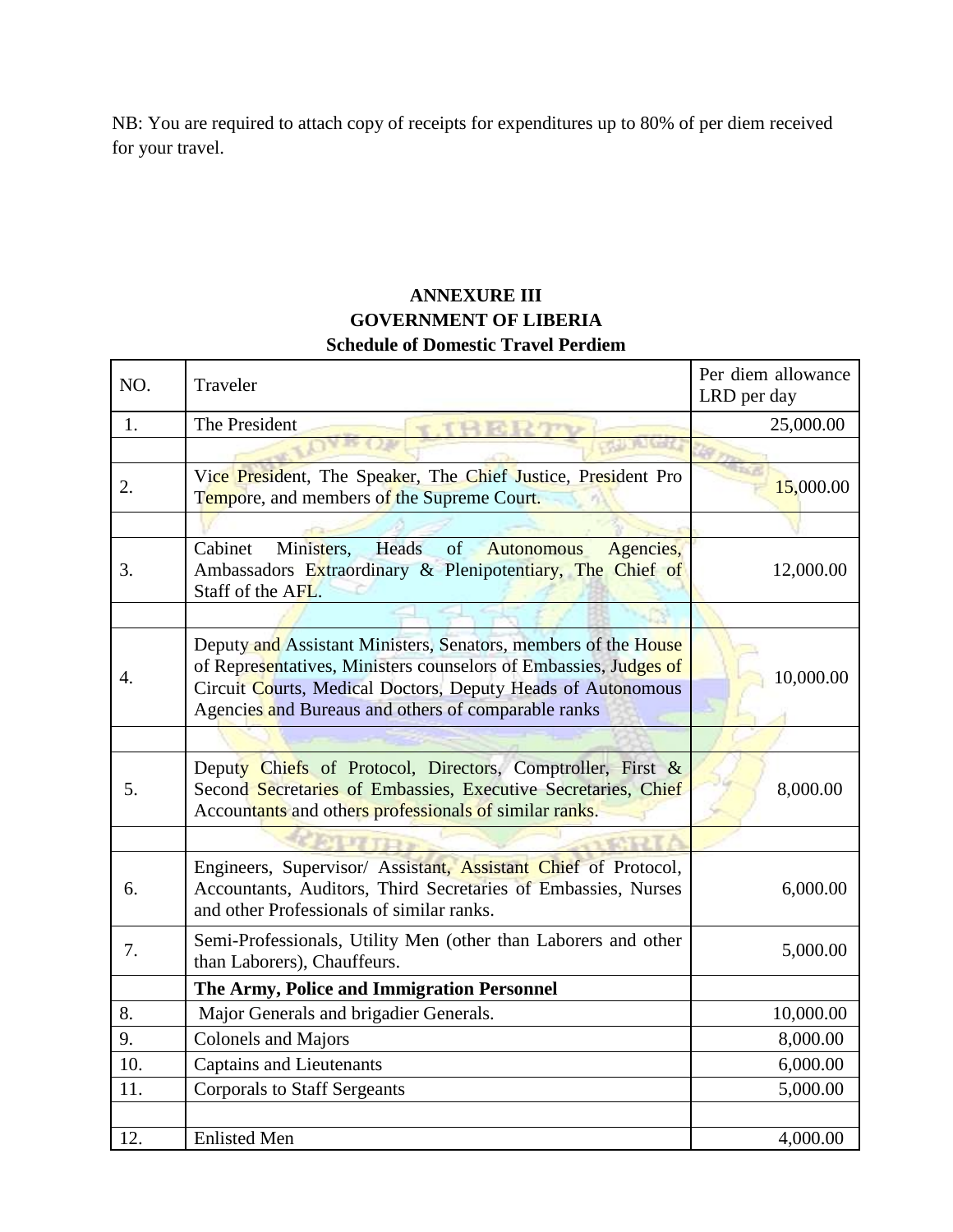NB: You are required to attach copy of receipts for expenditures up to 80% of per diem received for your travel.

**ANNEXURE III**
**GOVERNMENT OF LIBERIA**
**Schedule of Domestic Travel Perdiem**

| NO. | Traveler | Per diem allowance LRD per day |
|---|---|---|
| 1. | The President | 25,000.00 |
| | | |
| 2. | Vice President, The Speaker, The Chief Justice, President Pro Tempore, and members of the Supreme Court. | 15,000.00 |
| | | |
| 3. | Cabinet Ministers, Heads of Autonomous Agencies, Ambassadors Extraordinary & Plenipotentiary, The Chief of Staff of the AFL. | 12,000.00 |
| | | |
| 4. | Deputy and Assistant Ministers, Senators, members of the House of Representatives, Ministers counselors of Embassies, Judges of Circuit Courts, Medical Doctors, Deputy Heads of Autonomous Agencies and Bureaus and others of comparable ranks | 10,000.00 |
| | | |
| 5. | Deputy Chiefs of Protocol, Directors, Comptroller, First & Second Secretaries of Embassies, Executive Secretaries, Chief Accountants and others professionals of similar ranks. | 8,000.00 |
| | | |
| 6. | Engineers, Supervisor/ Assistant, Assistant Chief of Protocol, Accountants, Auditors, Third Secretaries of Embassies, Nurses and other Professionals of similar ranks. | 6,000.00 |
| 7. | Semi-Professionals, Utility Men (other than Laborers and other than Laborers), Chauffeurs. | 5,000.00 |
| | **The Army, Police and Immigration Personnel** | |
| 8. | Major Generals and brigadier Generals. | 10,000.00 |
| 9. | Colonels and Majors | 8,000.00 |
| 10. | Captains and Lieutenants | 6,000.00 |
| 11. | Corporals to Staff Sergeants | 5,000.00 |
| | | |
| 12. | Enlisted Men | 4,000.00 |